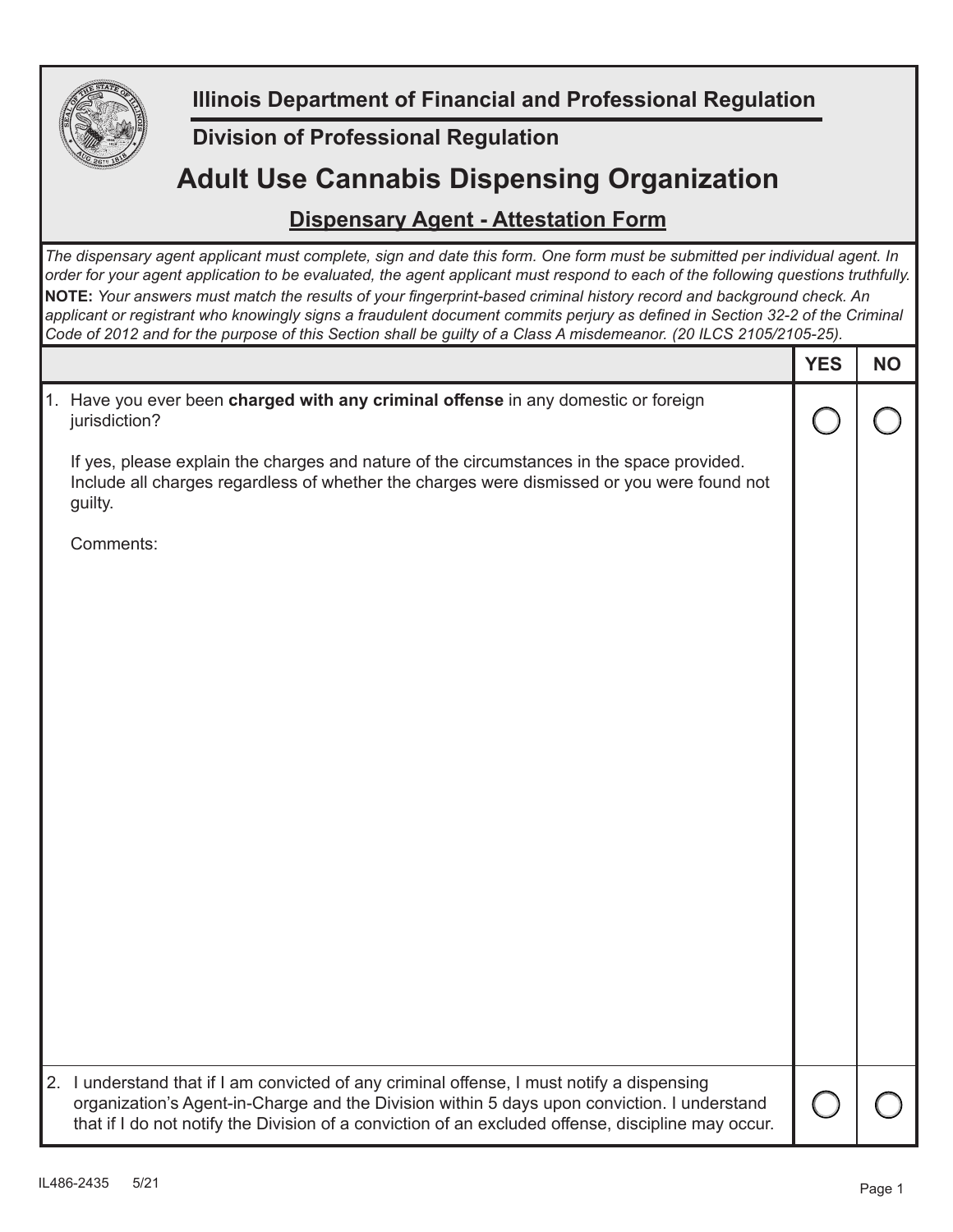**Illinois Department of Financial and Professional Regulation**

**Division of Professional Regulation**

# Adult Use Cannabis Dispensing Organization

## Dispensary Agent - Attestation Form

*The dispensary agent applicant must complete, sign and date this form. One form must be submitted per individual agent. In order for your agent application to be evaluated, the agent applicant must respond to each of the following questions truthfully.*
**NOTE:** *Your answers must match the results of your fingerprint-based criminal history record and background check. An applicant or registrant who knowingly signs a fraudulent document commits perjury as defined in Section 32-2 of the Criminal Code of 2012 and for the purpose of this Section shall be guilty of a Class A misdemeanor. (20 ILCS 2105/2105-25).*

| | YES | NO |
|---|---|---|
| 1. Have you ever been **charged with any criminal offense** in any domestic or foreign jurisdiction?<br><br>If yes, please explain the charges and nature of the circumstances in the space provided. Include all charges regardless of whether the charges were dismissed or you were found not guilty.<br><br>Comments: | ◯ | ◯ |
| 2. I understand that if I am convicted of any criminal offense, I must notify a dispensing organization's Agent-in-Charge and the Division within 5 days upon conviction. I understand that if I do not notify the Division of a conviction of an excluded offense, discipline may occur. | ◯ | ◯ |

IL486-2435 5/21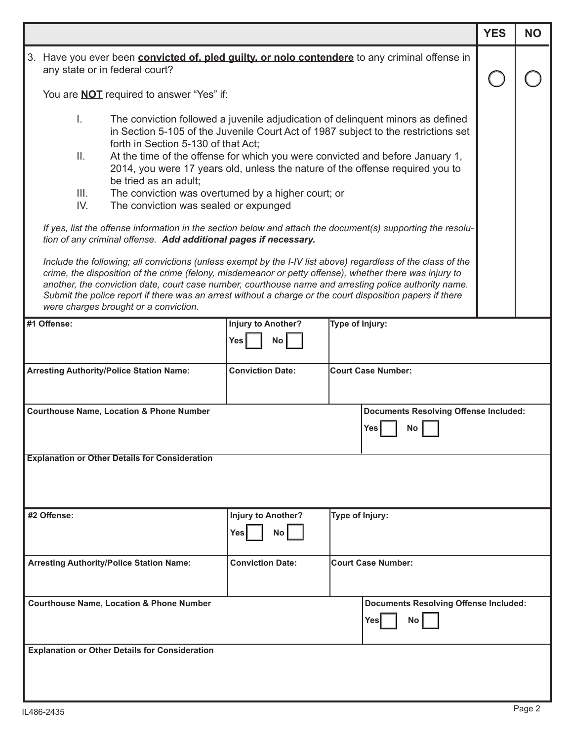| | YES | NO |
|---|---|---|
| 3. Have you ever been **convicted of, pled guilty, or nolo contendere** to any criminal offense in any state or in federal court? | ◯ | ◯ |

You are **NOT** required to answer "Yes" if:

I. The conviction followed a juvenile adjudication of delinquent minors as defined in Section 5-105 of the Juvenile Court Act of 1987 subject to the restrictions set forth in Section 5-130 of that Act;

II. At the time of the offense for which you were convicted and before January 1, 2014, you were 17 years old, unless the nature of the offense required you to be tried as an adult;

III. The conviction was overturned by a higher court; or

IV. The conviction was sealed or expunged

*If yes, list the offense information in the section below and attach the document(s) supporting the resolution of any criminal offense.* ***Add additional pages if necessary.***

*Include the following; all convictions (unless exempt by the I-IV list above) regardless of the class of the crime, the disposition of the crime (felony, misdemeanor or petty offense), whether there was injury to another, the conviction date, court case number, courthouse name and arresting police authority name. Submit the police report if there was an arrest without a charge or the court disposition papers if there were charges brought or a conviction.*

| **#1 Offense:** | **Injury to Another?** Yes ☐ No ☐ | **Type of Injury:** |
|---|---|---|
| **Arresting Authority/Police Station Name:** | **Conviction Date:** | **Court Case Number:** |
| **Courthouse Name, Location & Phone Number** | | **Documents Resolving Offense Included:** Yes ☐ No ☐ |
| **Explanation or Other Details for Consideration** | | |

| **#2 Offense:** | **Injury to Another?** Yes ☐ No ☐ | **Type of Injury:** |
|---|---|---|
| **Arresting Authority/Police Station Name:** | **Conviction Date:** | **Court Case Number:** |
| **Courthouse Name, Location & Phone Number** | | **Documents Resolving Offense Included:** Yes ☐ No ☐ |
| **Explanation or Other Details for Consideration** | | |

IL486-2435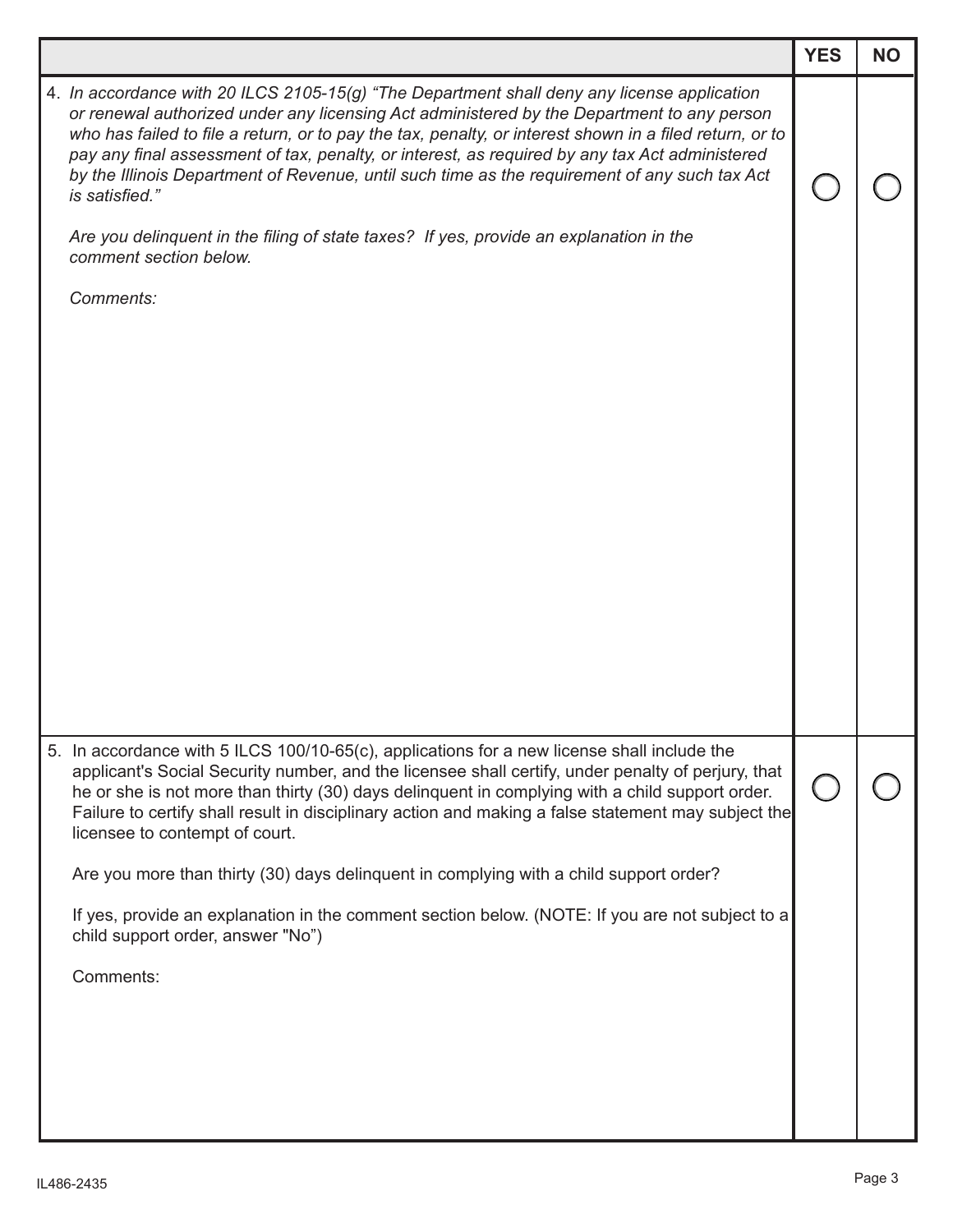| | YES | NO |
|---|---|---|
| 4. *In accordance with 20 ILCS 2105-15(g) "The Department shall deny any license application or renewal authorized under any licensing Act administered by the Department to any person who has failed to file a return, or to pay the tax, penalty, or interest shown in a filed return, or to pay any final assessment of tax, penalty, or interest, as required by any tax Act administered by the Illinois Department of Revenue, until such time as the requirement of any such tax Act is satisfied."*<br><br>*Are you delinquent in the filing of state taxes? If yes, provide an explanation in the comment section below.*<br><br>*Comments:* | ◯ | ◯ |
| 5. In accordance with 5 ILCS 100/10-65(c), applications for a new license shall include the applicant's Social Security number, and the licensee shall certify, under penalty of perjury, that he or she is not more than thirty (30) days delinquent in complying with a child support order. Failure to certify shall result in disciplinary action and making a false statement may subject the licensee to contempt of court.<br><br>Are you more than thirty (30) days delinquent in complying with a child support order?<br><br>If yes, provide an explanation in the comment section below. (NOTE: If you are not subject to a child support order, answer "No")<br><br>Comments: | ◯ | ◯ |

IL486-2435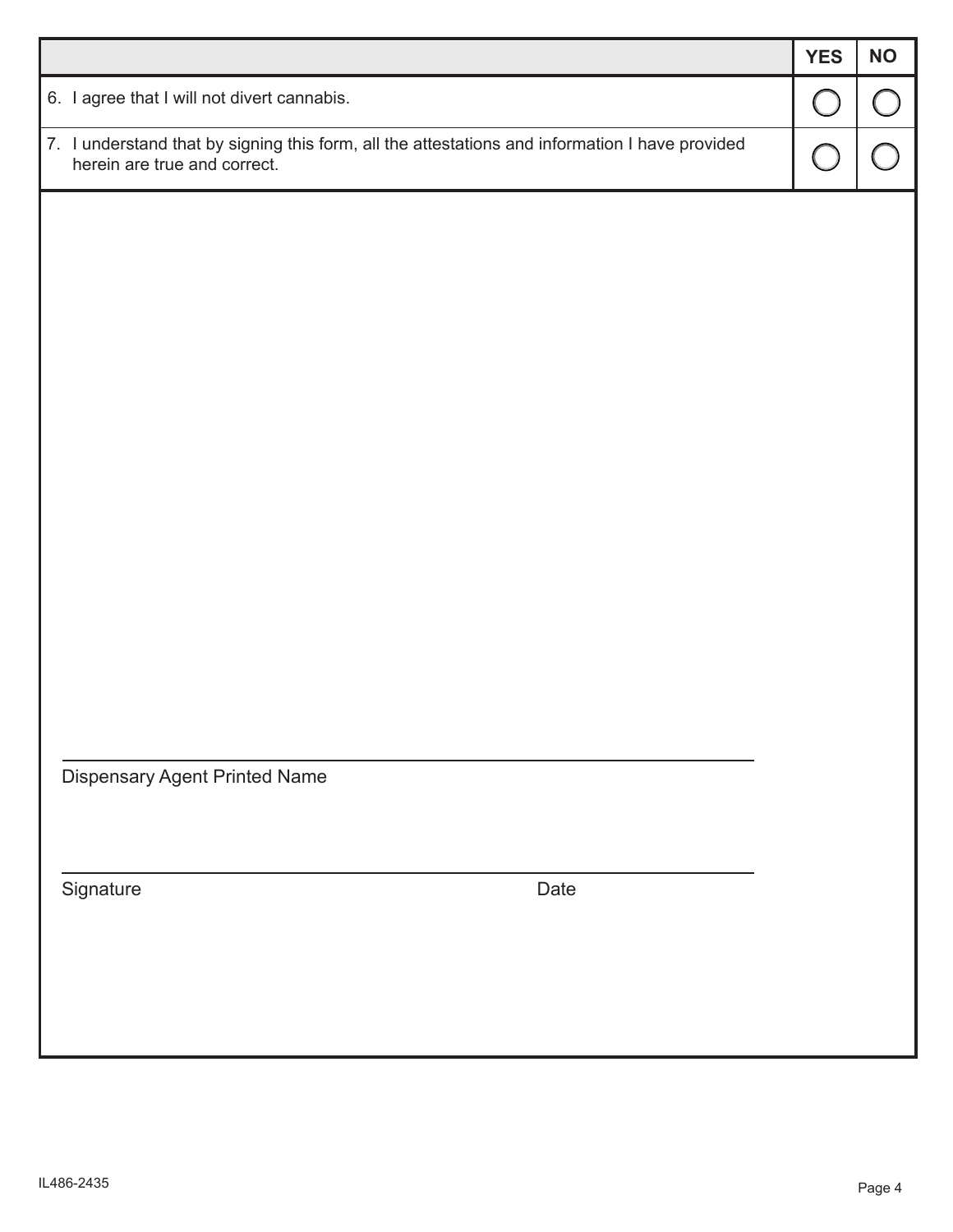| | YES | NO |
|---|---|---|
| 6. I agree that I will not divert cannabis. | ◯ | ◯ |
| 7. I understand that by signing this form, all the attestations and information I have provided herein are true and correct. | ◯ | ◯ |

Dispensary Agent Printed Name

Signature Date

IL486-2435